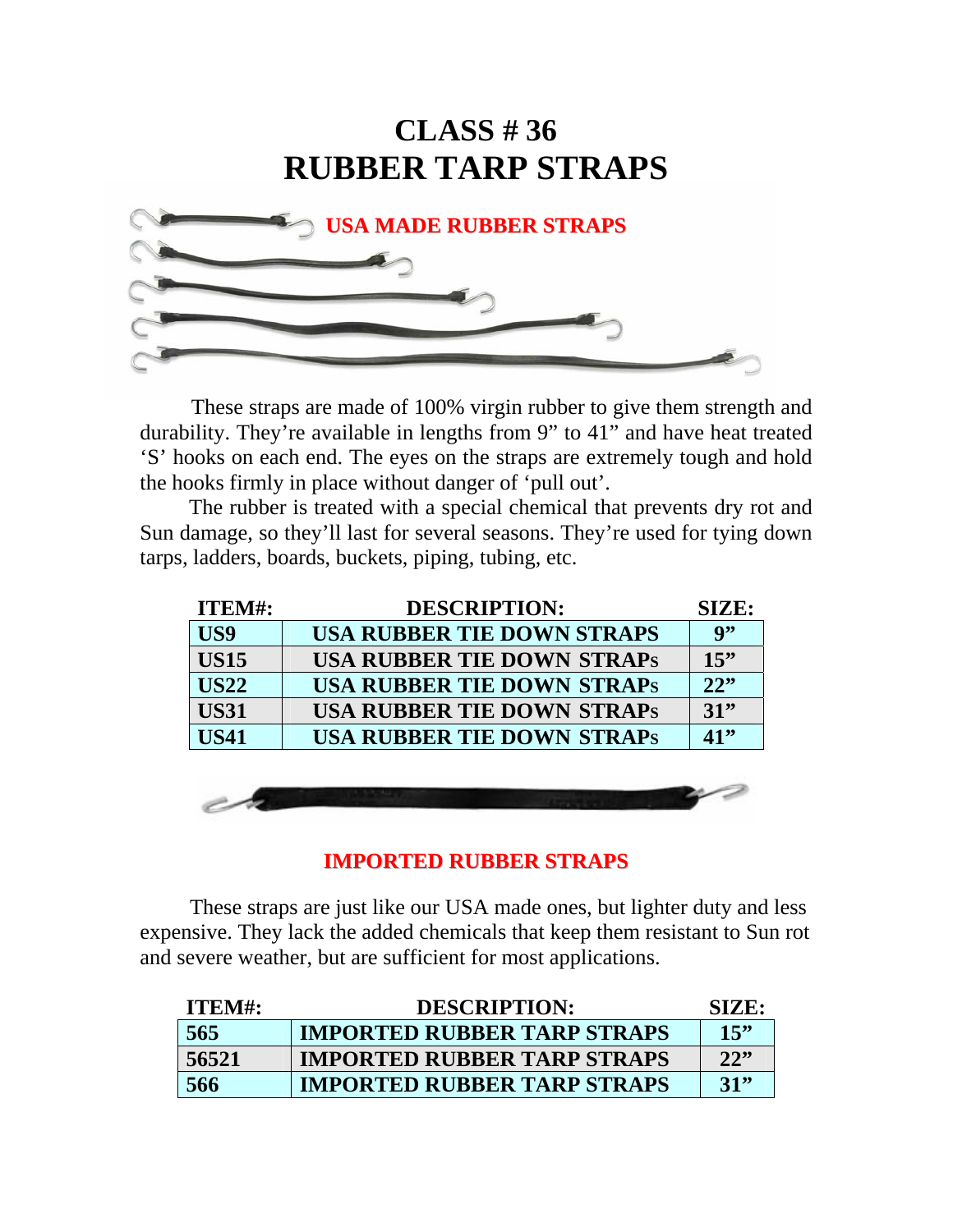# CLASS # 36
# RUBBER TARP STRAPS

## USA MADE RUBBER STRAPS

These straps are made of 100% virgin rubber to give them strength and durability. They're available in lengths from 9" to 41" and have heat treated 'S' hooks on each end. The eyes on the straps are extremely tough and hold the hooks firmly in place without danger of 'pull out'.

The rubber is treated with a special chemical that prevents dry rot and Sun damage, so they'll last for several seasons. They're used for tying down tarps, ladders, boards, buckets, piping, tubing, etc.

| ITEM#: | DESCRIPTION: | SIZE: |
|---|---|---|
| US9 | USA RUBBER TIE DOWN STRAPS | 9" |
| US15 | USA RUBBER TIE DOWN STRAPs | 15" |
| US22 | USA RUBBER TIE DOWN STRAPs | 22" |
| US31 | USA RUBBER TIE DOWN STRAPs | 31" |
| US41 | USA RUBBER TIE DOWN STRAPs | 41" |

## IMPORTED RUBBER STRAPS

These straps are just like our USA made ones, but lighter duty and less expensive. They lack the added chemicals that keep them resistant to Sun rot and severe weather, but are sufficient for most applications.

| ITEM#: | DESCRIPTION: | SIZE: |
|---|---|---|
| 565 | IMPORTED RUBBER TARP STRAPS | 15" |
| 56521 | IMPORTED RUBBER TARP STRAPS | 22" |
| 566 | IMPORTED RUBBER TARP STRAPS | 31" |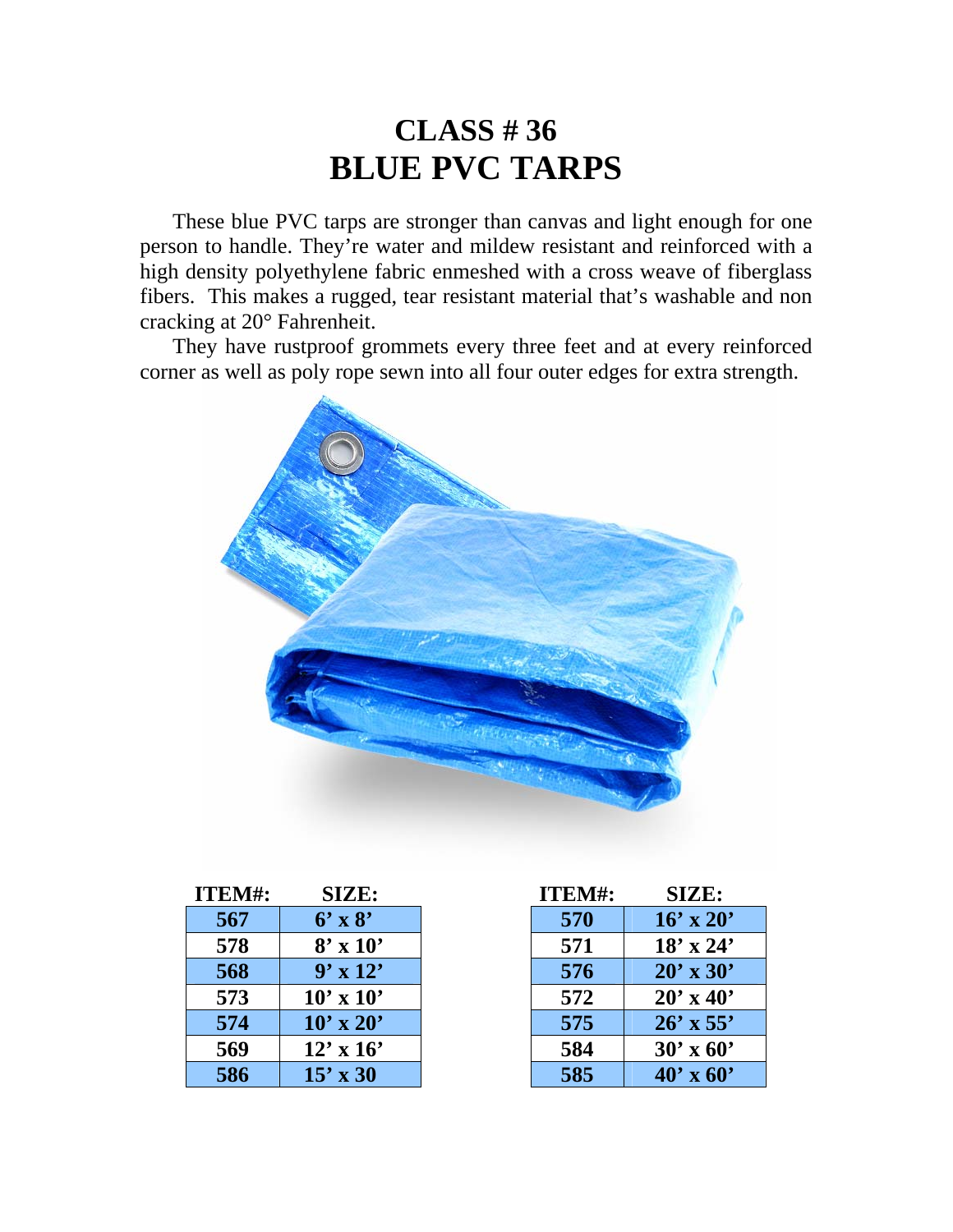# CLASS # 36
# BLUE PVC TARPS

These blue PVC tarps are stronger than canvas and light enough for one person to handle. They're water and mildew resistant and reinforced with a high density polyethylene fabric enmeshed with a cross weave of fiberglass fibers. This makes a rugged, tear resistant material that's washable and non cracking at 20° Fahrenheit.

They have rustproof grommets every three feet and at every reinforced corner as well as poly rope sewn into all four outer edges for extra strength.

| ITEM#: | SIZE: |
|---|---|
| 567 | 6' x 8' |
| 578 | 8' x 10' |
| 568 | 9' x 12' |
| 573 | 10' x 10' |
| 574 | 10' x 20' |
| 569 | 12' x 16' |
| 586 | 15' x 30 |

| ITEM#: | SIZE: |
|---|---|
| 570 | 16' x 20' |
| 571 | 18' x 24' |
| 576 | 20' x 30' |
| 572 | 20' x 40' |
| 575 | 26' x 55' |
| 584 | 30' x 60' |
| 585 | 40' x 60' |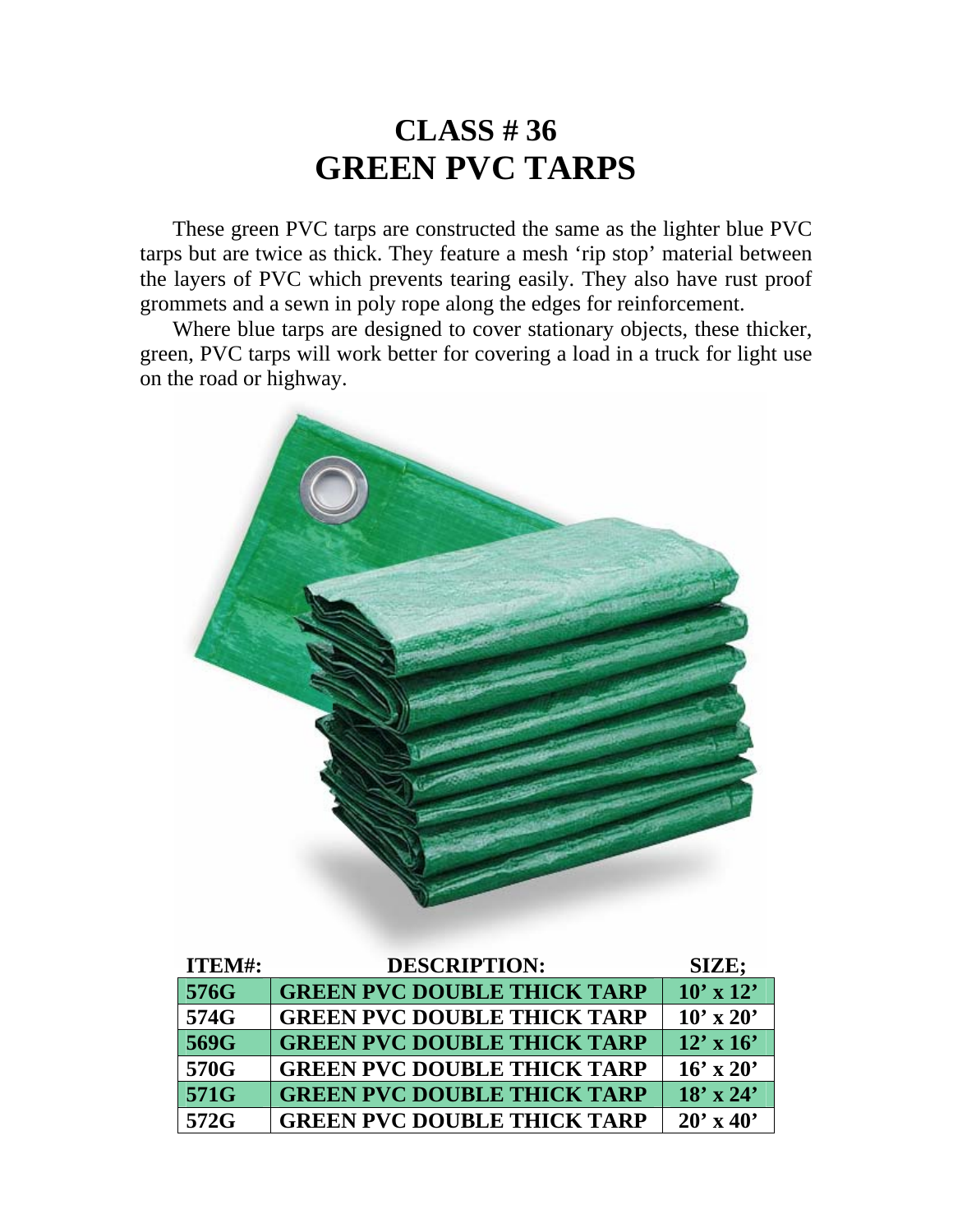# CLASS # 36
# GREEN PVC TARPS

These green PVC tarps are constructed the same as the lighter blue PVC tarps but are twice as thick. They feature a mesh 'rip stop' material between the layers of PVC which prevents tearing easily. They also have rust proof grommets and a sewn in poly rope along the edges for reinforcement.

Where blue tarps are designed to cover stationary objects, these thicker, green, PVC tarps will work better for covering a load in a truck for light use on the road or highway.

| ITEM#: | DESCRIPTION: | SIZE; |
|---|---|---|
| 576G | GREEN PVC DOUBLE THICK TARP | 10' x 12' |
| 574G | GREEN PVC DOUBLE THICK TARP | 10' x 20' |
| 569G | GREEN PVC DOUBLE THICK TARP | 12' x 16' |
| 570G | GREEN PVC DOUBLE THICK TARP | 16' x 20' |
| 571G | GREEN PVC DOUBLE THICK TARP | 18' x 24' |
| 572G | GREEN PVC DOUBLE THICK TARP | 20' x 40' |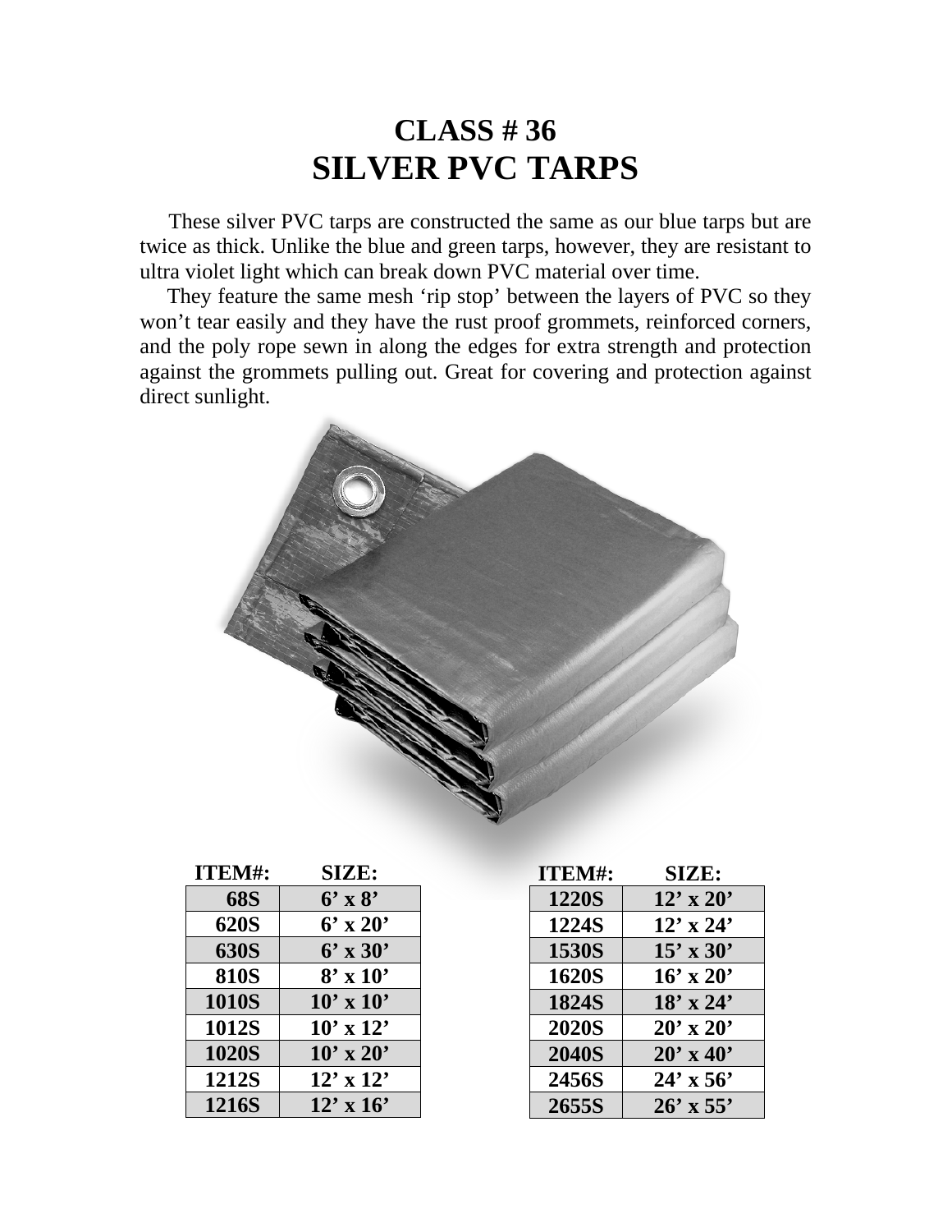# CLASS # 36
# SILVER PVC TARPS

These silver PVC tarps are constructed the same as our blue tarps but are twice as thick. Unlike the blue and green tarps, however, they are resistant to ultra violet light which can break down PVC material over time.

They feature the same mesh 'rip stop' between the layers of PVC so they won't tear easily and they have the rust proof grommets, reinforced corners, and the poly rope sewn in along the edges for extra strength and protection against the grommets pulling out. Great for covering and protection against direct sunlight.

| ITEM#: | SIZE: |
|---|---|
| 68S | 6' x 8' |
| 620S | 6' x 20' |
| 630S | 6' x 30' |
| 810S | 8' x 10' |
| 1010S | 10' x 10' |
| 1012S | 10' x 12' |
| 1020S | 10' x 20' |
| 1212S | 12' x 12' |
| 1216S | 12' x 16' |

| ITEM#: | SIZE: |
|---|---|
| 1220S | 12' x 20' |
| 1224S | 12' x 24' |
| 1530S | 15' x 30' |
| 1620S | 16' x 20' |
| 1824S | 18' x 24' |
| 2020S | 20' x 20' |
| 2040S | 20' x 40' |
| 2456S | 24' x 56' |
| 2655S | 26' x 55' |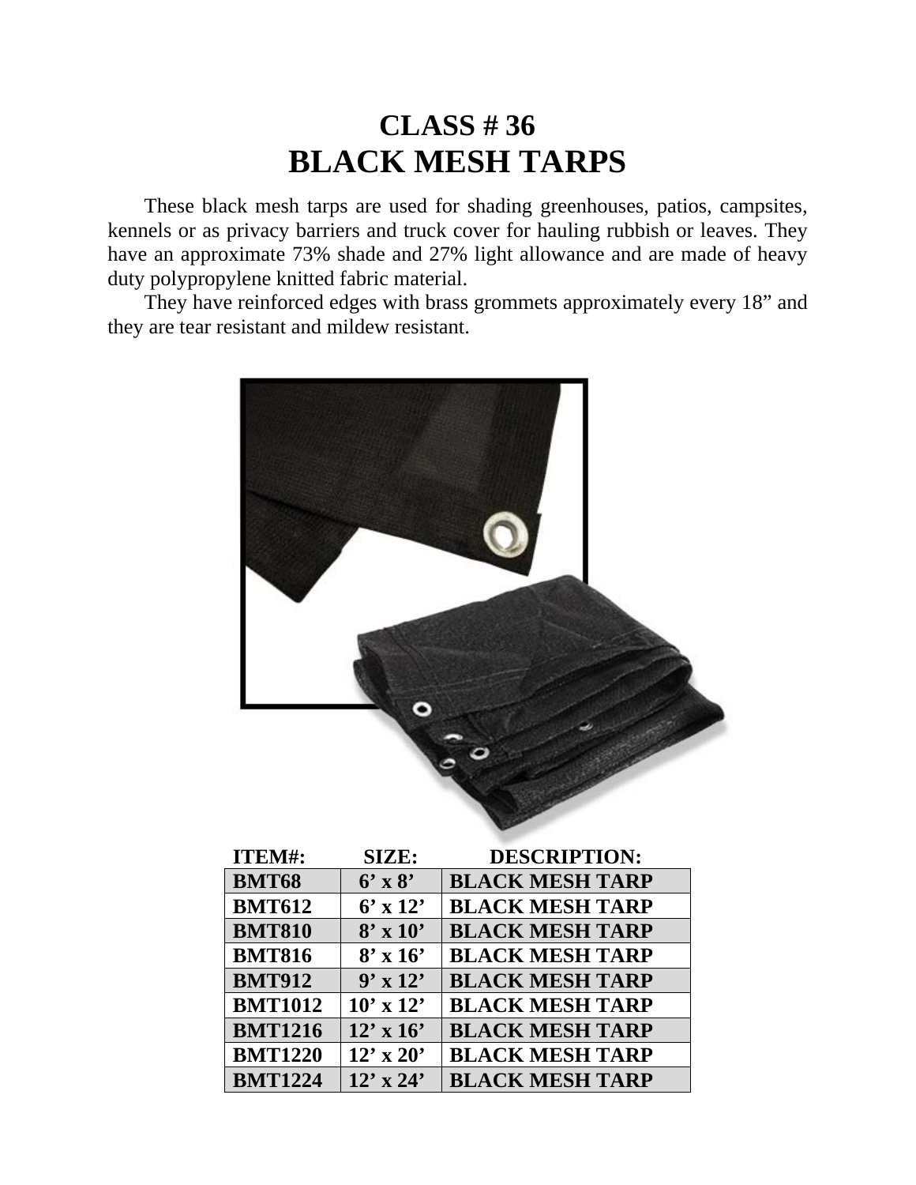# CLASS # 36
# BLACK MESH TARPS

These black mesh tarps are used for shading greenhouses, patios, campsites, kennels or as privacy barriers and truck cover for hauling rubbish or leaves. They have an approximate 73% shade and 27% light allowance and are made of heavy duty polypropylene knitted fabric material.

They have reinforced edges with brass grommets approximately every 18” and they are tear resistant and mildew resistant.

| ITEM#: | SIZE: | DESCRIPTION: |
|---|---|---|
| **BMT68** | **6’ x 8’** | **BLACK MESH TARP** |
| **BMT612** | **6’ x 12’** | **BLACK MESH TARP** |
| **BMT810** | **8’ x 10’** | **BLACK MESH TARP** |
| **BMT816** | **8’ x 16’** | **BLACK MESH TARP** |
| **BMT912** | **9’ x 12’** | **BLACK MESH TARP** |
| **BMT1012** | **10’ x 12’** | **BLACK MESH TARP** |
| **BMT1216** | **12’ x 16’** | **BLACK MESH TARP** |
| **BMT1220** | **12’ x 20’** | **BLACK MESH TARP** |
| **BMT1224** | **12’ x 24’** | **BLACK MESH TARP** |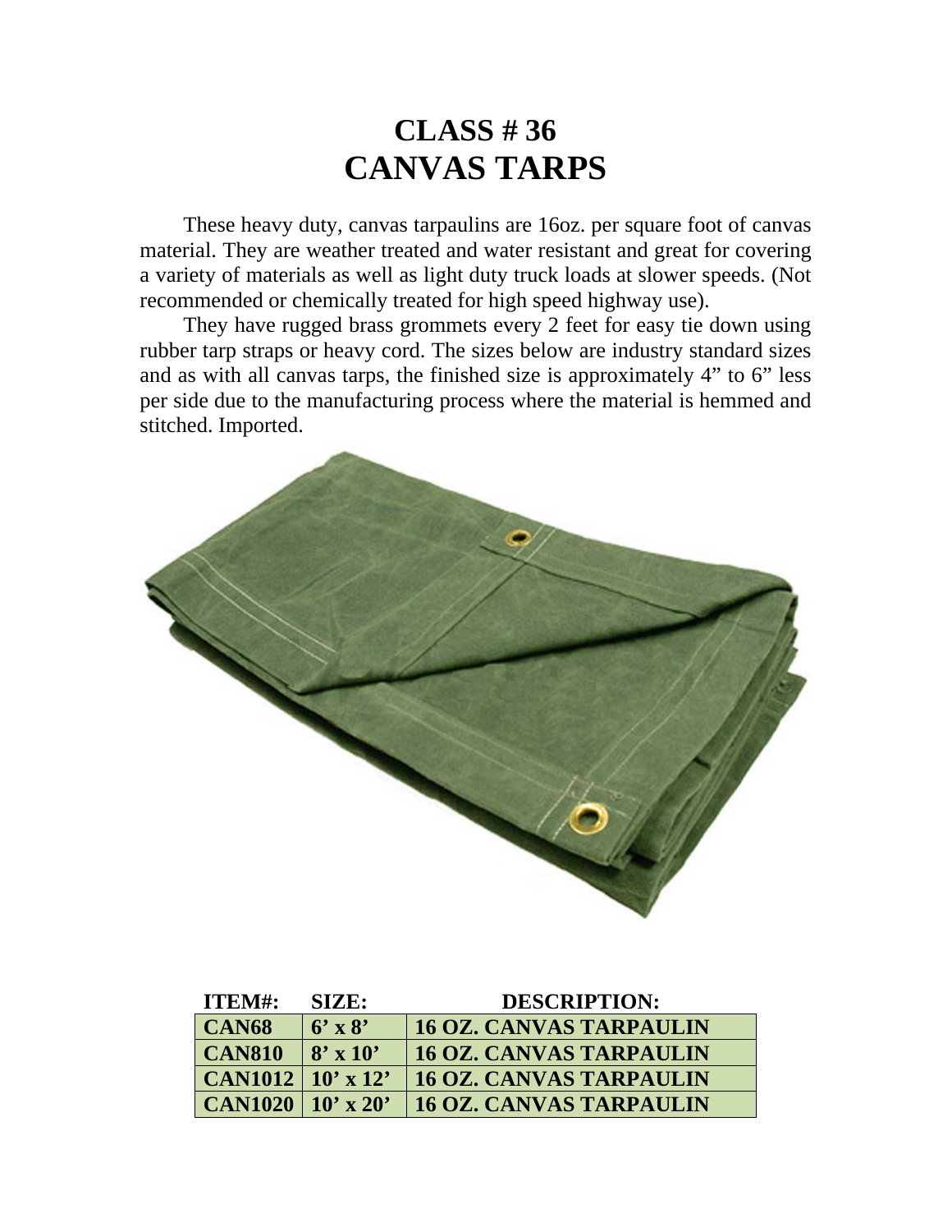# CLASS # 36
# CANVAS TARPS

These heavy duty, canvas tarpaulins are 16oz. per square foot of canvas material. They are weather treated and water resistant and great for covering a variety of materials as well as light duty truck loads at slower speeds. (Not recommended or chemically treated for high speed highway use).

They have rugged brass grommets every 2 feet for easy tie down using rubber tarp straps or heavy cord. The sizes below are industry standard sizes and as with all canvas tarps, the finished size is approximately 4" to 6" less per side due to the manufacturing process where the material is hemmed and stitched. Imported.

| ITEM#: | SIZE: | DESCRIPTION: |
|---|---|---|
| **CAN68** | **6' x 8'** | **16 OZ. CANVAS TARPAULIN** |
| **CAN810** | **8' x 10'** | **16 OZ. CANVAS TARPAULIN** |
| **CAN1012** | **10' x 12'** | **16 OZ. CANVAS TARPAULIN** |
| **CAN1020** | **10' x 20'** | **16 OZ. CANVAS TARPAULIN** |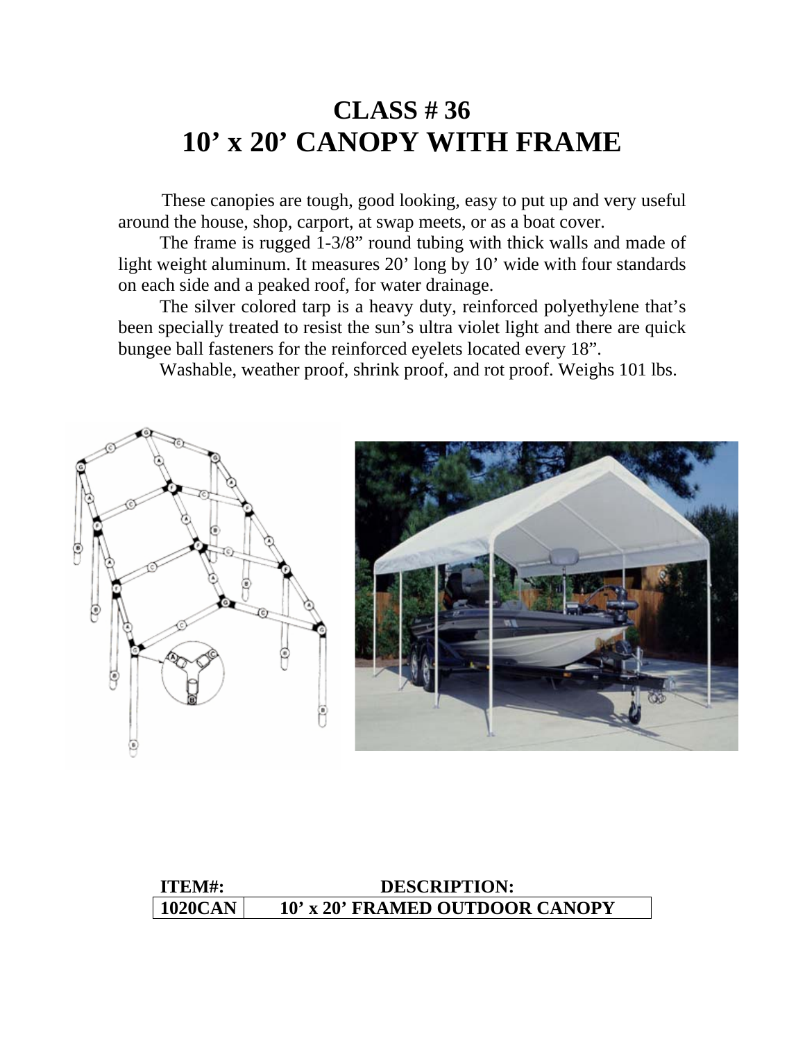# CLASS # 36

# 10' x 20' CANOPY WITH FRAME

These canopies are tough, good looking, easy to put up and very useful around the house, shop, carport, at swap meets, or as a boat cover.

The frame is rugged 1-3/8" round tubing with thick walls and made of light weight aluminum. It measures 20' long by 10' wide with four standards on each side and a peaked roof, for water drainage.

The silver colored tarp is a heavy duty, reinforced polyethylene that's been specially treated to resist the sun's ultra violet light and there are quick bungee ball fasteners for the reinforced eyelets located every 18".

Washable, weather proof, shrink proof, and rot proof. Weighs 101 lbs.

| ITEM#: | DESCRIPTION: |
| --- | --- |
| 1020CAN | 10' x 20' FRAMED OUTDOOR CANOPY |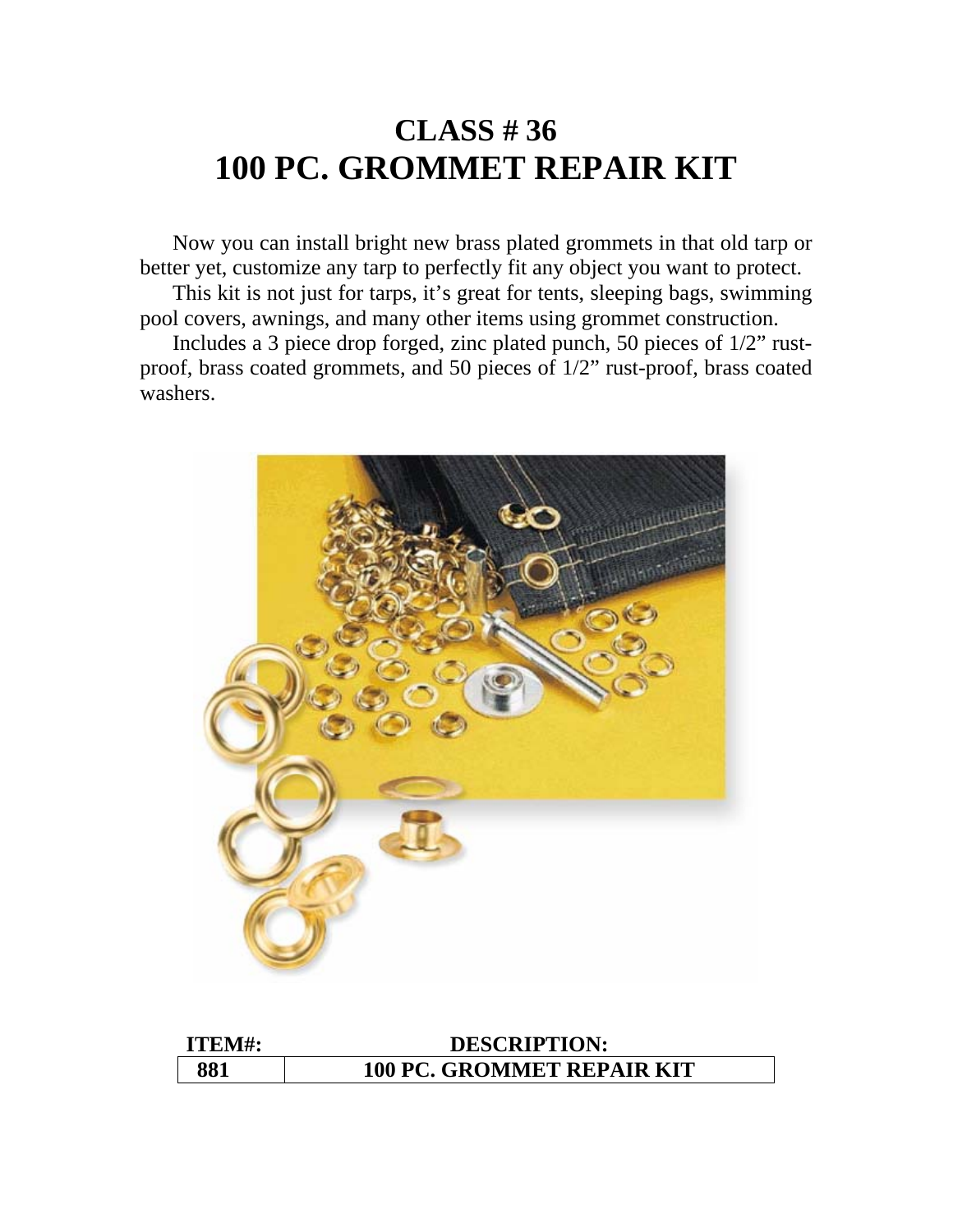# CLASS # 36
# 100 PC. GROMMET REPAIR KIT

Now you can install bright new brass plated grommets in that old tarp or better yet, customize any tarp to perfectly fit any object you want to protect.

This kit is not just for tarps, it's great for tents, sleeping bags, swimming pool covers, awnings, and many other items using grommet construction.

Includes a 3 piece drop forged, zinc plated punch, 50 pieces of 1/2" rust-proof, brass coated grommets, and 50 pieces of 1/2" rust-proof, brass coated washers.

| ITEM#: | DESCRIPTION: |
| --- | --- |
| 881 | 100 PC. GROMMET REPAIR KIT |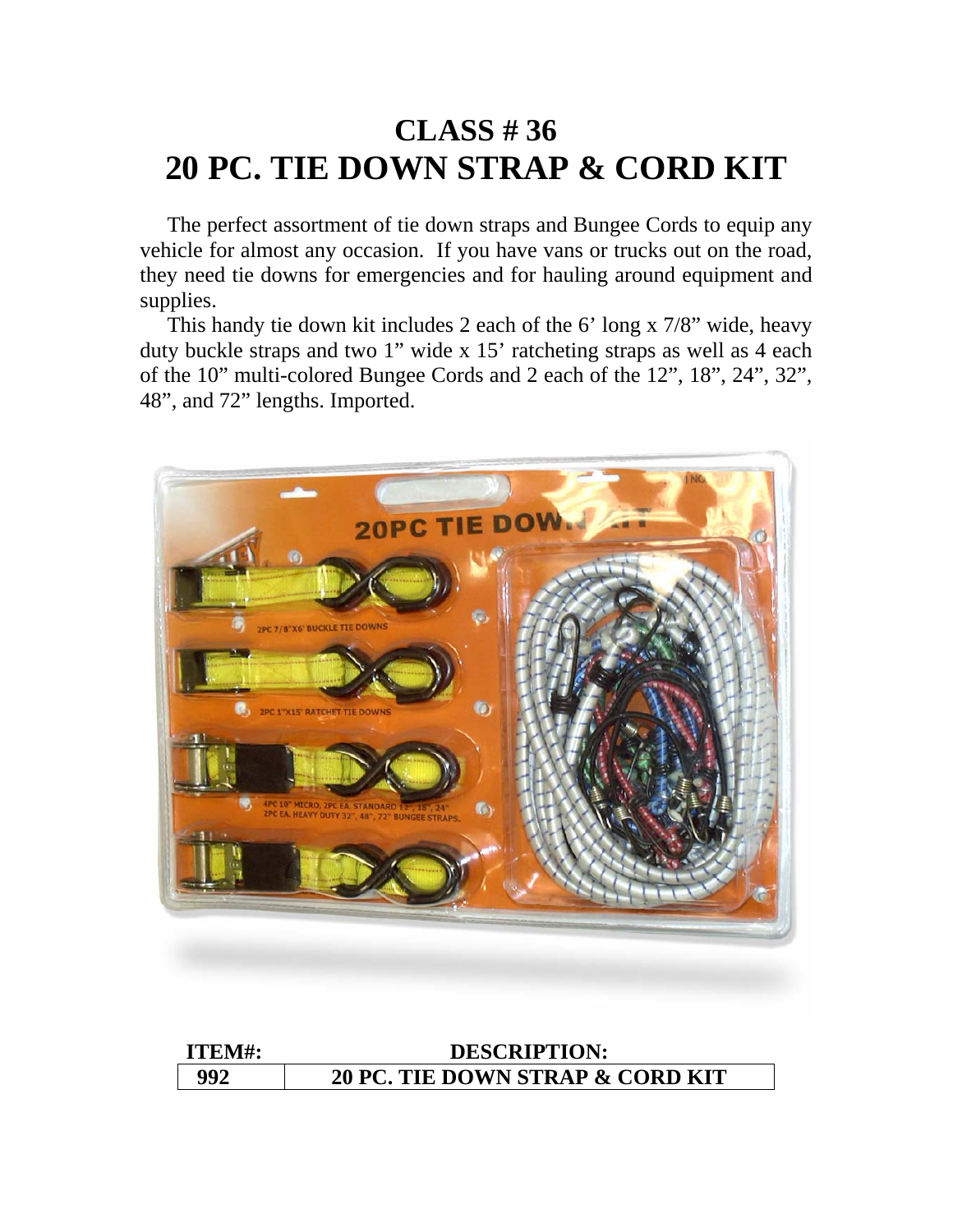# CLASS # 36
# 20 PC. TIE DOWN STRAP & CORD KIT

The perfect assortment of tie down straps and Bungee Cords to equip any vehicle for almost any occasion. If you have vans or trucks out on the road, they need tie downs for emergencies and for hauling around equipment and supplies.

This handy tie down kit includes 2 each of the 6' long x 7/8" wide, heavy duty buckle straps and two 1" wide x 15' ratcheting straps as well as 4 each of the 10" multi-colored Bungee Cords and 2 each of the 12", 18", 24", 32", 48", and 72" lengths. Imported.

| ITEM#: | DESCRIPTION: |
|---|---|
| 992 | 20 PC. TIE DOWN STRAP & CORD KIT |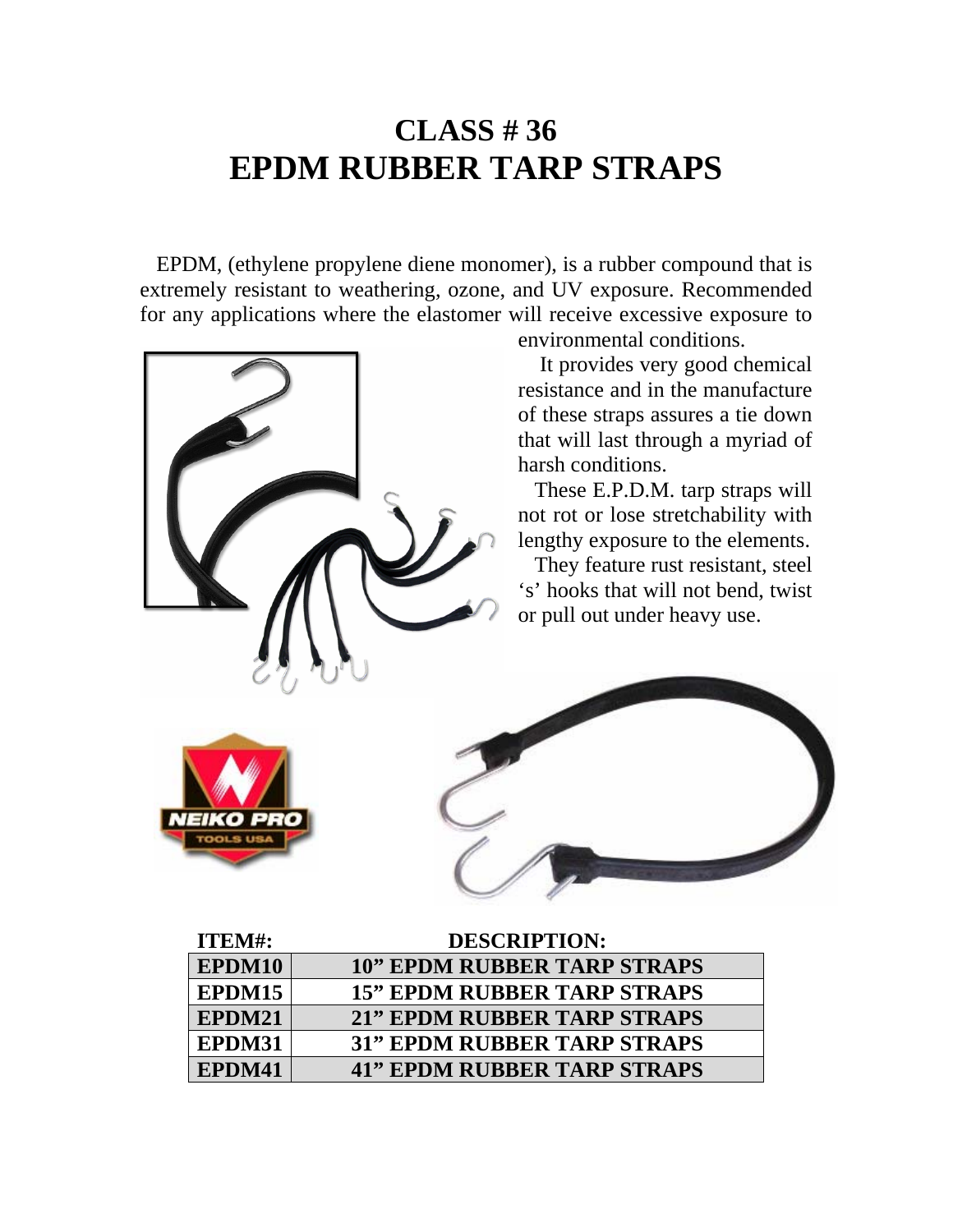# CLASS # 36
# EPDM RUBBER TARP STRAPS

EPDM, (ethylene propylene diene monomer), is a rubber compound that is extremely resistant to weathering, ozone, and UV exposure. Recommended for any applications where the elastomer will receive excessive exposure to environmental conditions.

It provides very good chemical resistance and in the manufacture of these straps assures a tie down that will last through a myriad of harsh conditions.

These E.P.D.M. tarp straps will not rot or lose stretchability with lengthy exposure to the elements.

They feature rust resistant, steel 's' hooks that will not bend, twist or pull out under heavy use.

| ITEM#: | DESCRIPTION: |
|---|---|
| EPDM10 | 10" EPDM RUBBER TARP STRAPS |
| EPDM15 | 15" EPDM RUBBER TARP STRAPS |
| EPDM21 | 21" EPDM RUBBER TARP STRAPS |
| EPDM31 | 31" EPDM RUBBER TARP STRAPS |
| EPDM41 | 41" EPDM RUBBER TARP STRAPS |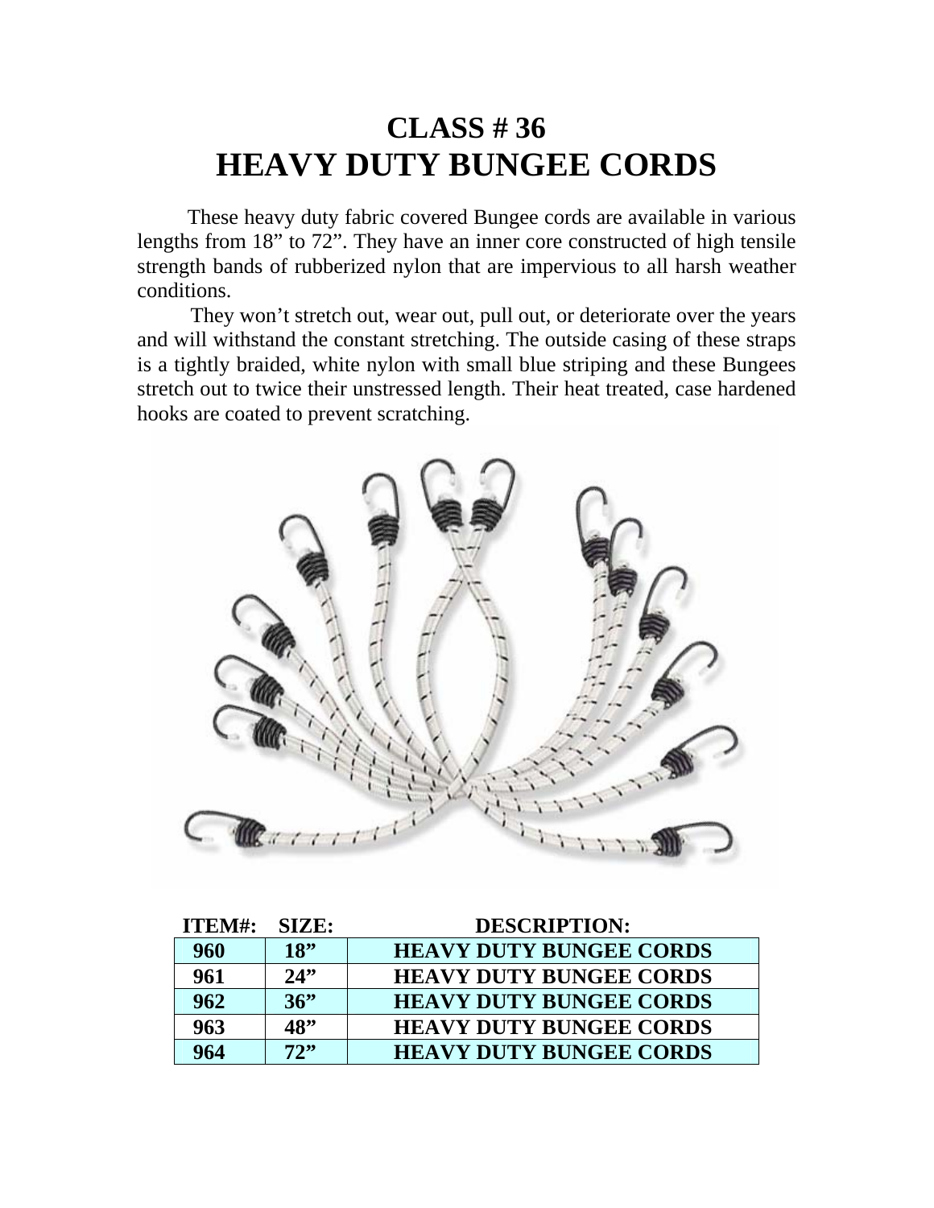# CLASS # 36
# HEAVY DUTY BUNGEE CORDS

These heavy duty fabric covered Bungee cords are available in various lengths from 18” to 72”. They have an inner core constructed of high tensile strength bands of rubberized nylon that are impervious to all harsh weather conditions.

They won’t stretch out, wear out, pull out, or deteriorate over the years and will withstand the constant stretching. The outside casing of these straps is a tightly braided, white nylon with small blue striping and these Bungees stretch out to twice their unstressed length. Their heat treated, case hardened hooks are coated to prevent scratching.

| ITEM#: | SIZE: | DESCRIPTION: |
| --- | --- | --- |
| **960** | **18”** | **HEAVY DUTY BUNGEE CORDS** |
| **961** | **24”** | **HEAVY DUTY BUNGEE CORDS** |
| **962** | **36”** | **HEAVY DUTY BUNGEE CORDS** |
| **963** | **48”** | **HEAVY DUTY BUNGEE CORDS** |
| **964** | **72”** | **HEAVY DUTY BUNGEE CORDS** |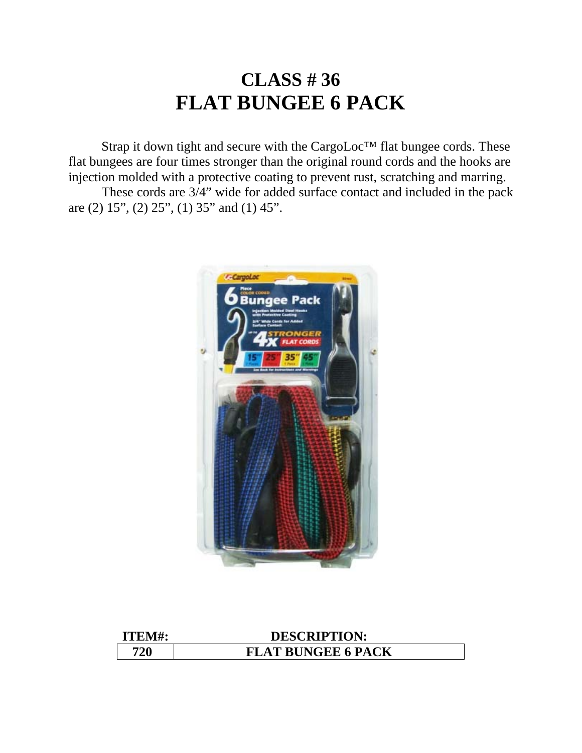# CLASS # 36
# FLAT BUNGEE 6 PACK

Strap it down tight and secure with the CargoLoc™ flat bungee cords. These flat bungees are four times stronger than the original round cords and the hooks are injection molded with a protective coating to prevent rust, scratching and marring.

These cords are 3/4" wide for added surface contact and included in the pack are (2) 15", (2) 25", (1) 35" and (1) 45".

| ITEM#: | DESCRIPTION: |
|---|---|
| 720 | FLAT BUNGEE 6 PACK |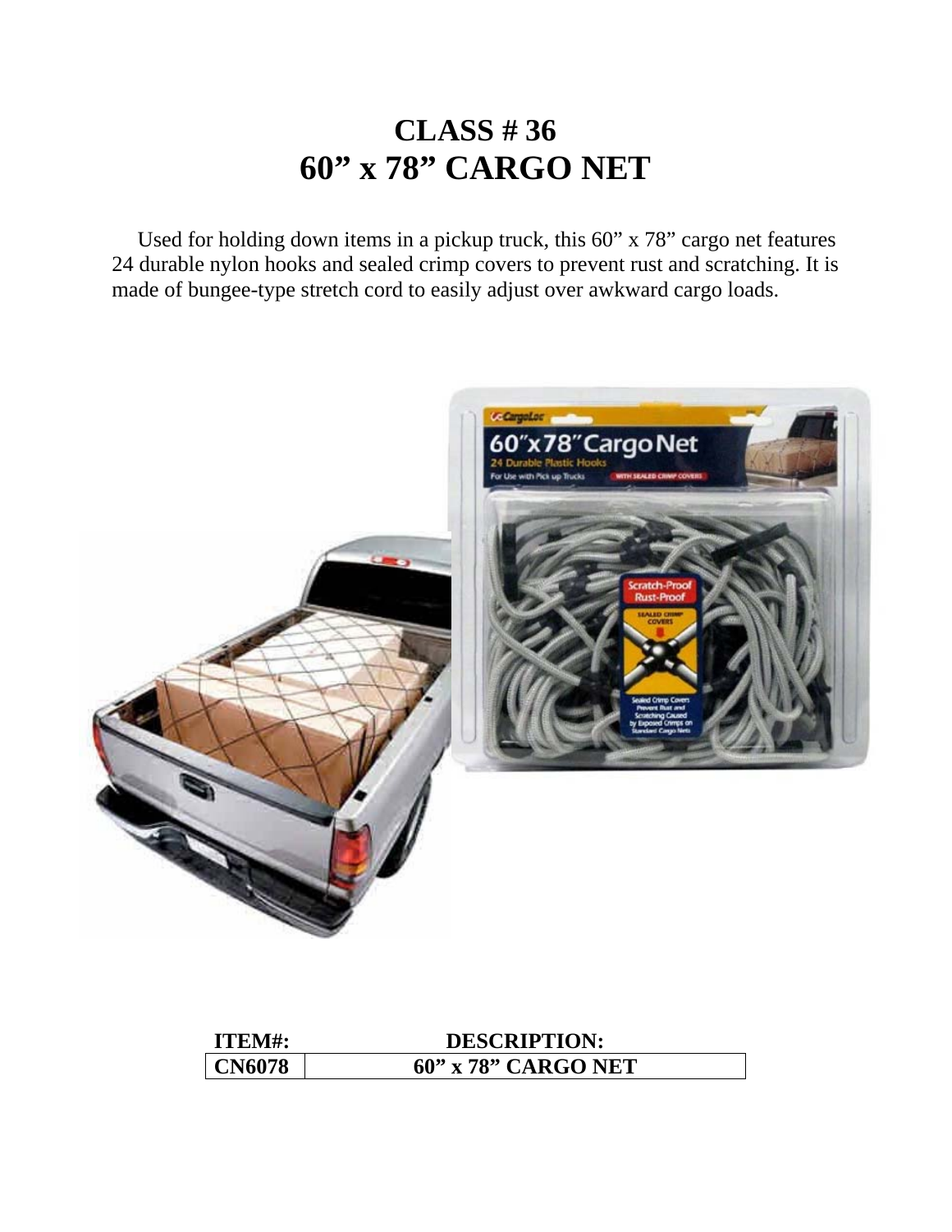# CLASS # 36
# 60” x 78” CARGO NET

Used for holding down items in a pickup truck, this 60” x 78” cargo net features 24 durable nylon hooks and sealed crimp covers to prevent rust and scratching. It is made of bungee-type stretch cord to easily adjust over awkward cargo loads.

| ITEM#: | DESCRIPTION: |
| --- | --- |
| CN6078 | 60” x 78” CARGO NET |